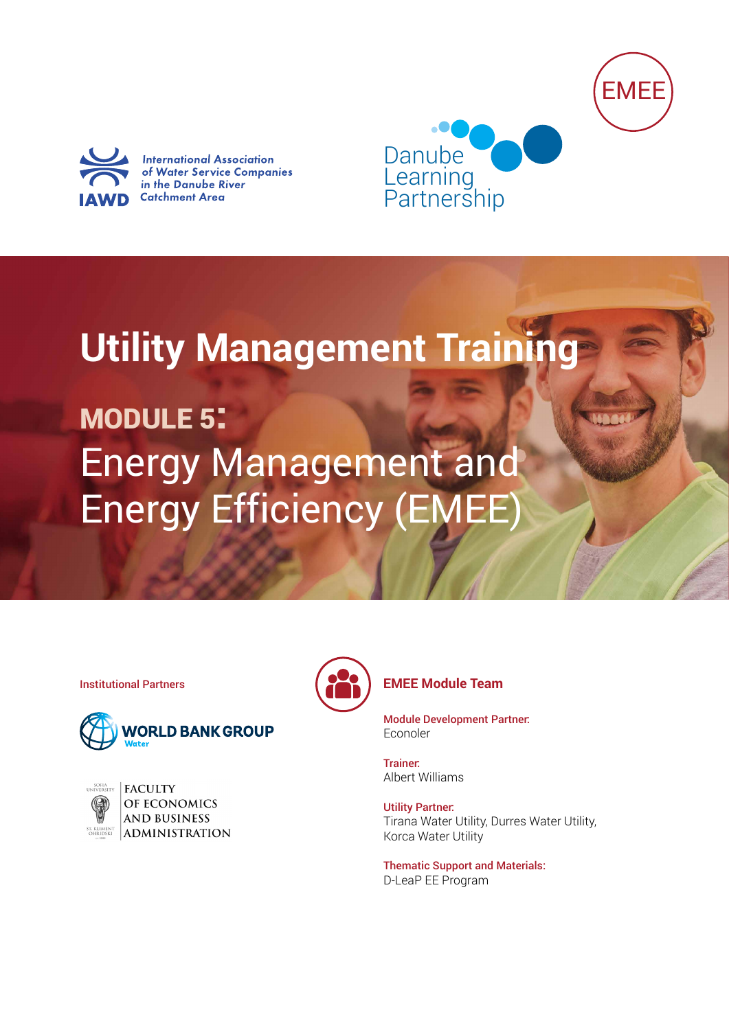EMEE

International Association of Water Service Companies in the Danube River Catchment Area

IAWD

Danube Learning Partnership

# Utility Management Training

## MODULE 5: Energy Management and Energy Efficiency (EMEE)

Institutional Partners

WORLD BANK GROUP Water

FACULTY OF ECONOMICS AND BUSINESS ADMINISTRATION

### EMEE Module Team

Module Development Partner:
Econoler

Trainer:
Albert Williams

Utility Partner:
Tirana Water Utility, Durres Water Utility, Korca Water Utility

Thematic Support and Materials:
D-LeaP EE Program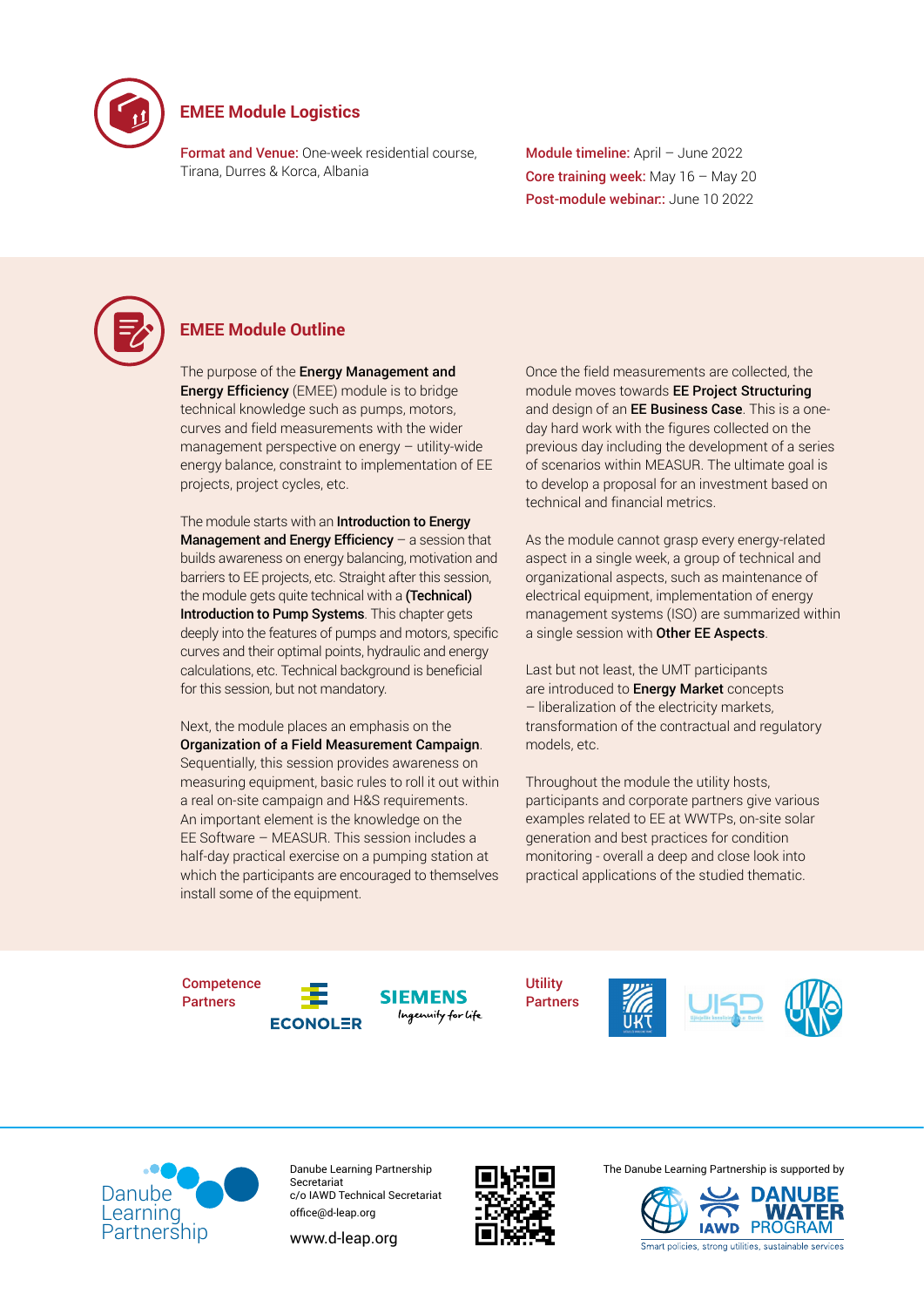## EMEE Module Logistics

**Format and Venue:** One-week residential course, Tirana, Durres & Korca, Albania

**Module timeline:** April – June 2022
**Core training week:** May 16 – May 20
**Post-module webinar::** June 10 2022

## EMEE Module Outline

The purpose of the **Energy Management and Energy Efficiency** (EMEE) module is to bridge technical knowledge such as pumps, motors, curves and field measurements with the wider management perspective on energy – utility-wide energy balance, constraint to implementation of EE projects, project cycles, etc.

The module starts with an **Introduction to Energy Management and Energy Efficiency** – a session that builds awareness on energy balancing, motivation and barriers to EE projects, etc. Straight after this session, the module gets quite technical with a **(Technical) Introduction to Pump Systems**. This chapter gets deeply into the features of pumps and motors, specific curves and their optimal points, hydraulic and energy calculations, etc. Technical background is beneficial for this session, but not mandatory.

Next, the module places an emphasis on the **Organization of a Field Measurement Campaign**. Sequentially, this session provides awareness on measuring equipment, basic rules to roll it out within a real on-site campaign and H&S requirements. An important element is the knowledge on the EE Software – MEASUR. This session includes a half-day practical exercise on a pumping station at which the participants are encouraged to themselves install some of the equipment.

Once the field measurements are collected, the module moves towards **EE Project Structuring** and design of an **EE Business Case**. This is a one-day hard work with the figures collected on the previous day including the development of a series of scenarios within MEASUR. The ultimate goal is to develop a proposal for an investment based on technical and financial metrics.

As the module cannot grasp every energy-related aspect in a single week, a group of technical and organizational aspects, such as maintenance of electrical equipment, implementation of energy management systems (ISO) are summarized within a single session with **Other EE Aspects**.

Last but not least, the UMT participants are introduced to **Energy Market** concepts – liberalization of the electricity markets, transformation of the contractual and regulatory models, etc.

Throughout the module the utility hosts, participants and corporate partners give various examples related to EE at WWTPs, on-site solar generation and best practices for condition monitoring - overall a deep and close look into practical applications of the studied thematic.

**Competence Partners** ECONOLER, SIEMENS Ingenuity for life

**Utility Partners** UKT, UISD, UKKO

Danube Learning Partnership

Danube Learning Partnership Secretariat
c/o IAWD Technical Secretariat
office@d-leap.org

www.d-leap.org

The Danube Learning Partnership is supported by

IAWD DANUBE WATER PROGRAM
Smart policies, strong utilities, sustainable services